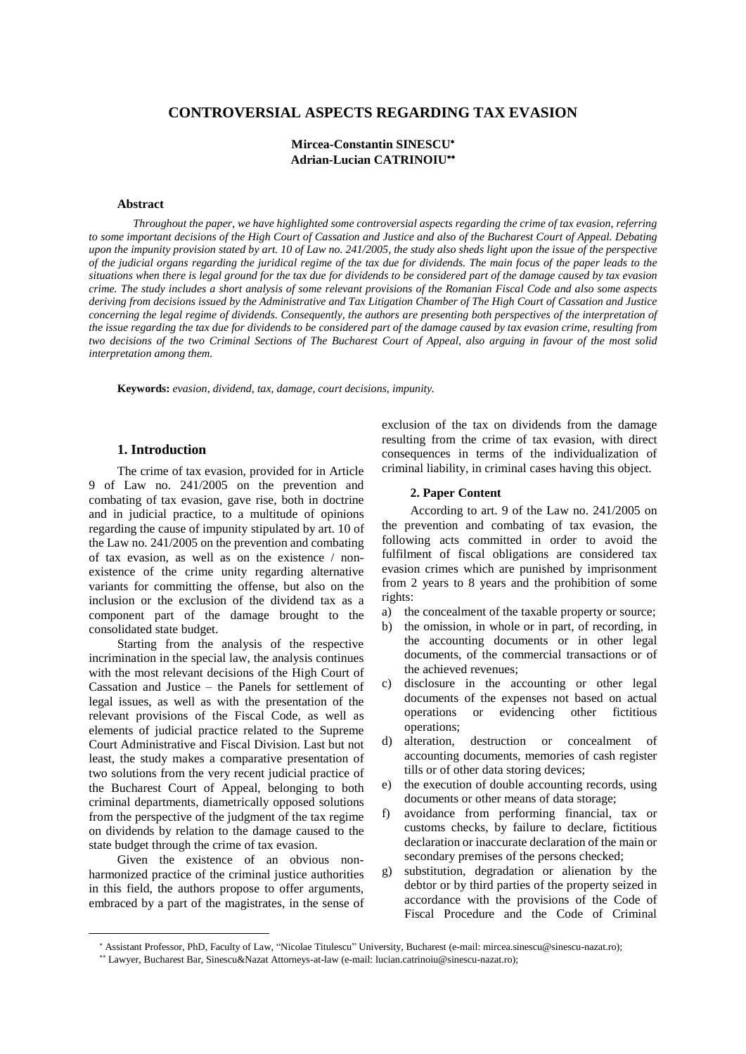# CONTROVERSIAL ASPECTS REGARDING TAX EVASION

**Mircea-Constantin SINESCU[*]**
**Adrian-Lucian CATRINOIU[**]**

### Abstract

*Throughout the paper, we have highlighted some controversial aspects regarding the crime of tax evasion, referring to some important decisions of the High Court of Cassation and Justice and also of the Bucharest Court of Appeal. Debating upon the impunity provision stated by art. 10 of Law no. 241/2005, the study also sheds light upon the issue of the perspective of the judicial organs regarding the juridical regime of the tax due for dividends. The main focus of the paper leads to the situations when there is legal ground for the tax due for dividends to be considered part of the damage caused by tax evasion crime. The study includes a short analysis of some relevant provisions of the Romanian Fiscal Code and also some aspects deriving from decisions issued by the Administrative and Tax Litigation Chamber of The High Court of Cassation and Justice concerning the legal regime of dividends. Consequently, the authors are presenting both perspectives of the interpretation of the issue regarding the tax due for dividends to be considered part of the damage caused by tax evasion crime, resulting from two decisions of the two Criminal Sections of The Bucharest Court of Appeal, also arguing in favour of the most solid interpretation among them.*

**Keywords:** *evasion, dividend, tax, damage, court decisions, impunity.*

## 1. Introduction

The crime of tax evasion, provided for in Article 9 of Law no. 241/2005 on the prevention and combating of tax evasion, gave rise, both in doctrine and in judicial practice, to a multitude of opinions regarding the cause of impunity stipulated by art. 10 of the Law no. 241/2005 on the prevention and combating of tax evasion, as well as on the existence / non-existence of the crime unity regarding alternative variants for committing the offense, but also on the inclusion or the exclusion of the dividend tax as a component part of the damage brought to the consolidated state budget.

Starting from the analysis of the respective incrimination in the special law, the analysis continues with the most relevant decisions of the High Court of Cassation and Justice – the Panels for settlement of legal issues, as well as with the presentation of the relevant provisions of the Fiscal Code, as well as elements of judicial practice related to the Supreme Court Administrative and Fiscal Division. Last but not least, the study makes a comparative presentation of two solutions from the very recent judicial practice of the Bucharest Court of Appeal, belonging to both criminal departments, diametrically opposed solutions from the perspective of the judgment of the tax regime on dividends by relation to the damage caused to the state budget through the crime of tax evasion.

Given the existence of an obvious non-harmonized practice of the criminal justice authorities in this field, the authors propose to offer arguments, embraced by a part of the magistrates, in the sense of exclusion of the tax on dividends from the damage resulting from the crime of tax evasion, with direct consequences in terms of the individualization of criminal liability, in criminal cases having this object.

### 2. Paper Content

According to art. 9 of the Law no. 241/2005 on the prevention and combating of tax evasion, the following acts committed in order to avoid the fulfilment of fiscal obligations are considered tax evasion crimes which are punished by imprisonment from 2 years to 8 years and the prohibition of some rights:

a) the concealment of the taxable property or source;
b) the omission, in whole or in part, of recording, in the accounting documents or in other legal documents, of the commercial transactions or of the achieved revenues;
c) disclosure in the accounting or other legal documents of the expenses not based on actual operations or evidencing other fictitious operations;
d) alteration, destruction or concealment of accounting documents, memories of cash register tills or of other data storing devices;
e) the execution of double accounting records, using documents or other means of data storage;
f) avoidance from performing financial, tax or customs checks, by failure to declare, fictitious declaration or inaccurate declaration of the main or secondary premises of the persons checked;
g) substitution, degradation or alienation by the debtor or by third parties of the property seized in accordance with the provisions of the Code of Fiscal Procedure and the Code of Criminal

---

[*] Assistant Professor, PhD, Faculty of Law, "Nicolae Titulescu" University, Bucharest (e-mail: mircea.sinescu@sinescu-nazat.ro);

[**] Lawyer, Bucharest Bar, Sinescu&Nazat Attorneys-at-law (e-mail: lucian.catrinoiu@sinescu-nazat.ro);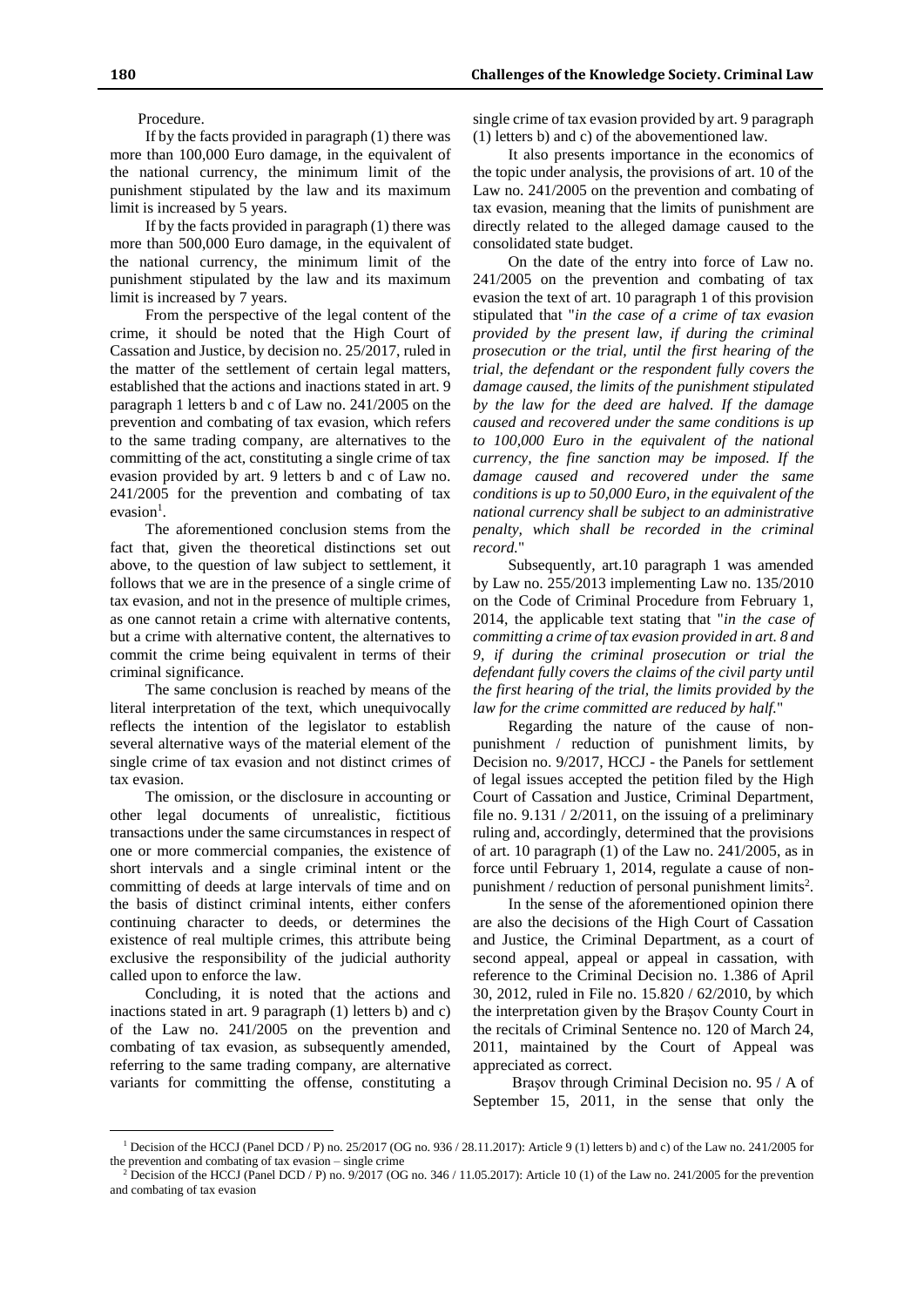Procedure.

If by the facts provided in paragraph (1) there was more than 100,000 Euro damage, in the equivalent of the national currency, the minimum limit of the punishment stipulated by the law and its maximum limit is increased by 5 years.

If by the facts provided in paragraph (1) there was more than 500,000 Euro damage, in the equivalent of the national currency, the minimum limit of the punishment stipulated by the law and its maximum limit is increased by 7 years.

From the perspective of the legal content of the crime, it should be noted that the High Court of Cassation and Justice, by decision no. 25/2017, ruled in the matter of the settlement of certain legal matters, established that the actions and inactions stated in art. 9 paragraph 1 letters b and c of Law no. 241/2005 on the prevention and combating of tax evasion, which refers to the same trading company, are alternatives to the committing of the act, constituting a single crime of tax evasion provided by art. 9 letters b and c of Law no. 241/2005 for the prevention and combating of tax evasion[1].

The aforementioned conclusion stems from the fact that, given the theoretical distinctions set out above, to the question of law subject to settlement, it follows that we are in the presence of a single crime of tax evasion, and not in the presence of multiple crimes, as one cannot retain a crime with alternative contents, but a crime with alternative content, the alternatives to commit the crime being equivalent in terms of their criminal significance.

The same conclusion is reached by means of the literal interpretation of the text, which unequivocally reflects the intention of the legislator to establish several alternative ways of the material element of the single crime of tax evasion and not distinct crimes of tax evasion.

The omission, or the disclosure in accounting or other legal documents of unrealistic, fictitious transactions under the same circumstances in respect of one or more commercial companies, the existence of short intervals and a single criminal intent or the committing of deeds at large intervals of time and on the basis of distinct criminal intents, either confers continuing character to deeds, or determines the existence of real multiple crimes, this attribute being exclusive the responsibility of the judicial authority called upon to enforce the law.

Concluding, it is noted that the actions and inactions stated in art. 9 paragraph (1) letters b) and c) of the Law no. 241/2005 on the prevention and combating of tax evasion, as subsequently amended, referring to the same trading company, are alternative variants for committing the offense, constituting a single crime of tax evasion provided by art. 9 paragraph (1) letters b) and c) of the abovementioned law.

It also presents importance in the economics of the topic under analysis, the provisions of art. 10 of the Law no. 241/2005 on the prevention and combating of tax evasion, meaning that the limits of punishment are directly related to the alleged damage caused to the consolidated state budget.

On the date of the entry into force of Law no. 241/2005 on the prevention and combating of tax evasion the text of art. 10 paragraph 1 of this provision stipulated that "*in the case of a crime of tax evasion provided by the present law, if during the criminal prosecution or the trial, until the first hearing of the trial, the defendant or the respondent fully covers the damage caused, the limits of the punishment stipulated by the law for the deed are halved. If the damage caused and recovered under the same conditions is up to 100,000 Euro in the equivalent of the national currency, the fine sanction may be imposed. If the damage caused and recovered under the same conditions is up to 50,000 Euro, in the equivalent of the national currency shall be subject to an administrative penalty, which shall be recorded in the criminal record.*"

Subsequently, art.10 paragraph 1 was amended by Law no. 255/2013 implementing Law no. 135/2010 on the Code of Criminal Procedure from February 1, 2014, the applicable text stating that "*in the case of committing a crime of tax evasion provided in art. 8 and 9, if during the criminal prosecution or trial the defendant fully covers the claims of the civil party until the first hearing of the trial, the limits provided by the law for the crime committed are reduced by half.*"

Regarding the nature of the cause of non-punishment / reduction of punishment limits, by Decision no. 9/2017, HCCJ - the Panels for settlement of legal issues accepted the petition filed by the High Court of Cassation and Justice, Criminal Department, file no. 9.131 / 2/2011, on the issuing of a preliminary ruling and, accordingly, determined that the provisions of art. 10 paragraph (1) of the Law no. 241/2005, as in force until February 1, 2014, regulate a cause of non-punishment / reduction of personal punishment limits[2].

In the sense of the aforementioned opinion there are also the decisions of the High Court of Cassation and Justice, the Criminal Department, as a court of second appeal, appeal or appeal in cassation, with reference to the Criminal Decision no. 1.386 of April 30, 2012, ruled in File no. 15.820 / 62/2010, by which the interpretation given by the Braşov County Court in the recitals of Criminal Sentence no. 120 of March 24, 2011, maintained by the Court of Appeal was appreciated as correct.

Braşov through Criminal Decision no. 95 / A of September 15, 2011, in the sense that only the

[1] Decision of the HCCJ (Panel DCD / P) no. 25/2017 (OG no. 936 / 28.11.2017): Article 9 (1) letters b) and c) of the Law no. 241/2005 for the prevention and combating of tax evasion – single crime

[2] Decision of the HCCJ (Panel DCD / P) no. 9/2017 (OG no. 346 / 11.05.2017): Article 10 (1) of the Law no. 241/2005 for the prevention and combating of tax evasion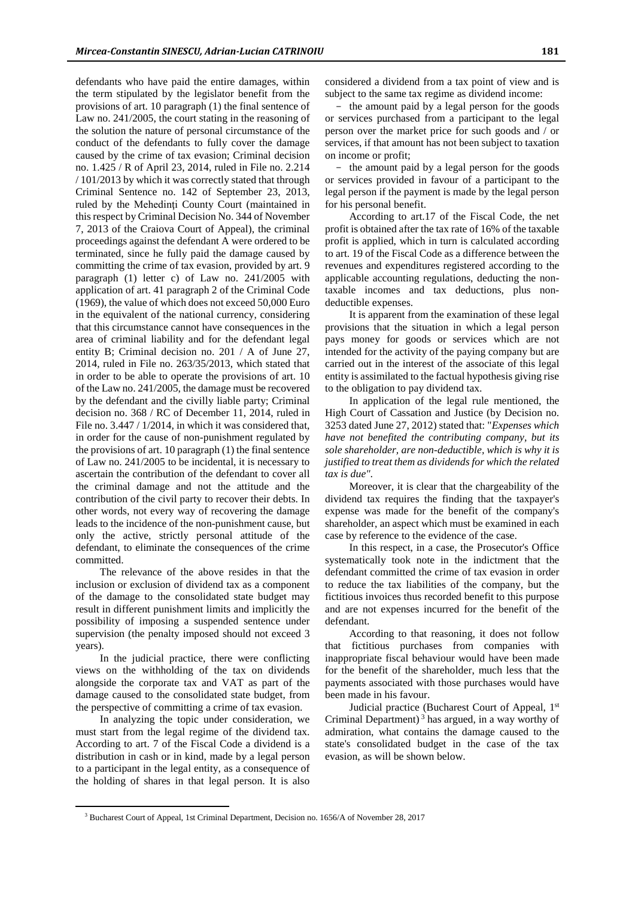defendants who have paid the entire damages, within the term stipulated by the legislator benefit from the provisions of art. 10 paragraph (1) the final sentence of Law no. 241/2005, the court stating in the reasoning of the solution the nature of personal circumstance of the conduct of the defendants to fully cover the damage caused by the crime of tax evasion; Criminal decision no. 1.425 / R of April 23, 2014, ruled in File no. 2.214 / 101/2013 by which it was correctly stated that through Criminal Sentence no. 142 of September 23, 2013, ruled by the Mehedinți County Court (maintained in this respect by Criminal Decision No. 344 of November 7, 2013 of the Craiova Court of Appeal), the criminal proceedings against the defendant A were ordered to be terminated, since he fully paid the damage caused by committing the crime of tax evasion, provided by art. 9 paragraph (1) letter c) of Law no. 241/2005 with application of art. 41 paragraph 2 of the Criminal Code (1969), the value of which does not exceed 50,000 Euro in the equivalent of the national currency, considering that this circumstance cannot have consequences in the area of criminal liability and for the defendant legal entity B; Criminal decision no. 201 / A of June 27, 2014, ruled in File no. 263/35/2013, which stated that in order to be able to operate the provisions of art. 10 of the Law no. 241/2005, the damage must be recovered by the defendant and the civilly liable party; Criminal decision no. 368 / RC of December 11, 2014, ruled in File no. 3.447 / 1/2014, in which it was considered that, in order for the cause of non-punishment regulated by the provisions of art. 10 paragraph (1) the final sentence of Law no. 241/2005 to be incidental, it is necessary to ascertain the contribution of the defendant to cover all the criminal damage and not the attitude and the contribution of the civil party to recover their debts. In other words, not every way of recovering the damage leads to the incidence of the non-punishment cause, but only the active, strictly personal attitude of the defendant, to eliminate the consequences of the crime committed.

The relevance of the above resides in that the inclusion or exclusion of dividend tax as a component of the damage to the consolidated state budget may result in different punishment limits and implicitly the possibility of imposing a suspended sentence under supervision (the penalty imposed should not exceed 3 years).

In the judicial practice, there were conflicting views on the withholding of the tax on dividends alongside the corporate tax and VAT as part of the damage caused to the consolidated state budget, from the perspective of committing a crime of tax evasion.

In analyzing the topic under consideration, we must start from the legal regime of the dividend tax. According to art. 7 of the Fiscal Code a dividend is a distribution in cash or in kind, made by a legal person to a participant in the legal entity, as a consequence of the holding of shares in that legal person. It is also considered a dividend from a tax point of view and is subject to the same tax regime as dividend income:

- the amount paid by a legal person for the goods or services purchased from a participant to the legal person over the market price for such goods and / or services, if that amount has not been subject to taxation on income or profit;
- the amount paid by a legal person for the goods or services provided in favour of a participant to the legal person if the payment is made by the legal person for his personal benefit.

According to art.17 of the Fiscal Code, the net profit is obtained after the tax rate of 16% of the taxable profit is applied, which in turn is calculated according to art. 19 of the Fiscal Code as a difference between the revenues and expenditures registered according to the applicable accounting regulations, deducting the non-taxable incomes and tax deductions, plus non-deductible expenses.

It is apparent from the examination of these legal provisions that the situation in which a legal person pays money for goods or services which are not intended for the activity of the paying company but are carried out in the interest of the associate of this legal entity is assimilated to the factual hypothesis giving rise to the obligation to pay dividend tax.

In application of the legal rule mentioned, the High Court of Cassation and Justice (by Decision no. 3253 dated June 27, 2012) stated that: "*Expenses which have not benefited the contributing company, but its sole shareholder, are non-deductible, which is why it is justified to treat them as dividends for which the related tax is due"*.

Moreover, it is clear that the chargeability of the dividend tax requires the finding that the taxpayer's expense was made for the benefit of the company's shareholder, an aspect which must be examined in each case by reference to the evidence of the case.

In this respect, in a case, the Prosecutor's Office systematically took note in the indictment that the defendant committed the crime of tax evasion in order to reduce the tax liabilities of the company, but the fictitious invoices thus recorded benefit to this purpose and are not expenses incurred for the benefit of the defendant.

According to that reasoning, it does not follow that fictitious purchases from companies with inappropriate fiscal behaviour would have been made for the benefit of the shareholder, much less that the payments associated with those purchases would have been made in his favour.

Judicial practice (Bucharest Court of Appeal, 1st Criminal Department) [3] has argued, in a way worthy of admiration, what contains the damage caused to the state's consolidated budget in the case of the tax evasion, as will be shown below.

[3] Bucharest Court of Appeal, 1st Criminal Department, Decision no. 1656/A of November 28, 2017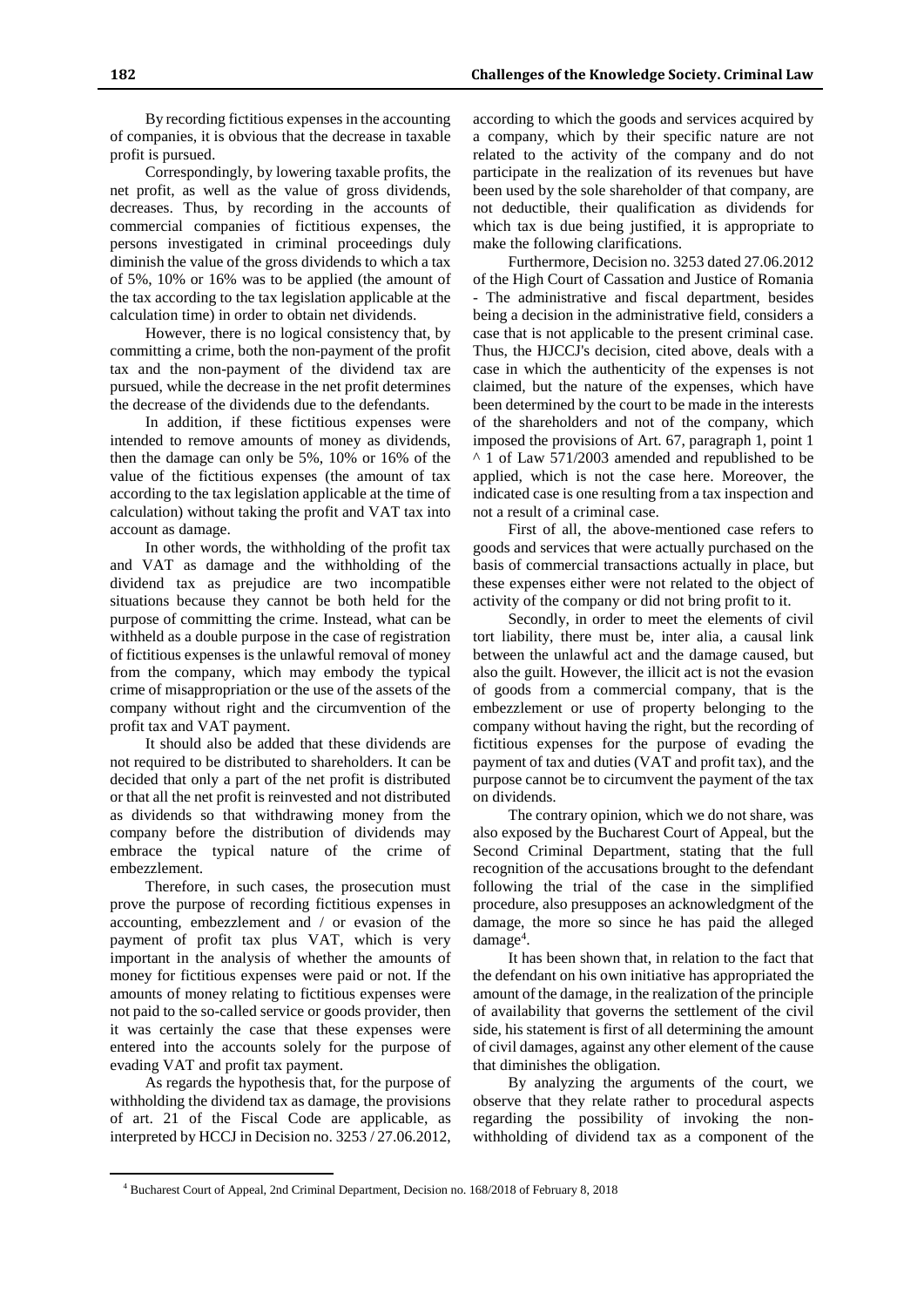By recording fictitious expenses in the accounting of companies, it is obvious that the decrease in taxable profit is pursued.

Correspondingly, by lowering taxable profits, the net profit, as well as the value of gross dividends, decreases. Thus, by recording in the accounts of commercial companies of fictitious expenses, the persons investigated in criminal proceedings duly diminish the value of the gross dividends to which a tax of 5%, 10% or 16% was to be applied (the amount of the tax according to the tax legislation applicable at the calculation time) in order to obtain net dividends.

However, there is no logical consistency that, by committing a crime, both the non-payment of the profit tax and the non-payment of the dividend tax are pursued, while the decrease in the net profit determines the decrease of the dividends due to the defendants.

In addition, if these fictitious expenses were intended to remove amounts of money as dividends, then the damage can only be 5%, 10% or 16% of the value of the fictitious expenses (the amount of tax according to the tax legislation applicable at the time of calculation) without taking the profit and VAT tax into account as damage.

In other words, the withholding of the profit tax and VAT as damage and the withholding of the dividend tax as prejudice are two incompatible situations because they cannot be both held for the purpose of committing the crime. Instead, what can be withheld as a double purpose in the case of registration of fictitious expenses is the unlawful removal of money from the company, which may embody the typical crime of misappropriation or the use of the assets of the company without right and the circumvention of the profit tax and VAT payment.

It should also be added that these dividends are not required to be distributed to shareholders. It can be decided that only a part of the net profit is distributed or that all the net profit is reinvested and not distributed as dividends so that withdrawing money from the company before the distribution of dividends may embrace the typical nature of the crime of embezzlement.

Therefore, in such cases, the prosecution must prove the purpose of recording fictitious expenses in accounting, embezzlement and / or evasion of the payment of profit tax plus VAT, which is very important in the analysis of whether the amounts of money for fictitious expenses were paid or not. If the amounts of money relating to fictitious expenses were not paid to the so-called service or goods provider, then it was certainly the case that these expenses were entered into the accounts solely for the purpose of evading VAT and profit tax payment.

As regards the hypothesis that, for the purpose of withholding the dividend tax as damage, the provisions of art. 21 of the Fiscal Code are applicable, as interpreted by HCCJ in Decision no. 3253 / 27.06.2012, according to which the goods and services acquired by a company, which by their specific nature are not related to the activity of the company and do not participate in the realization of its revenues but have been used by the sole shareholder of that company, are not deductible, their qualification as dividends for which tax is due being justified, it is appropriate to make the following clarifications.

Furthermore, Decision no. 3253 dated 27.06.2012 of the High Court of Cassation and Justice of Romania - The administrative and fiscal department, besides being a decision in the administrative field, considers a case that is not applicable to the present criminal case. Thus, the HJCCJ's decision, cited above, deals with a case in which the authenticity of the expenses is not claimed, but the nature of the expenses, which have been determined by the court to be made in the interests of the shareholders and not of the company, which imposed the provisions of Art. 67, paragraph 1, point 1 ^ 1 of Law 571/2003 amended and republished to be applied, which is not the case here. Moreover, the indicated case is one resulting from a tax inspection and not a result of a criminal case.

First of all, the above-mentioned case refers to goods and services that were actually purchased on the basis of commercial transactions actually in place, but these expenses either were not related to the object of activity of the company or did not bring profit to it.

Secondly, in order to meet the elements of civil tort liability, there must be, inter alia, a causal link between the unlawful act and the damage caused, but also the guilt. However, the illicit act is not the evasion of goods from a commercial company, that is the embezzlement or use of property belonging to the company without having the right, but the recording of fictitious expenses for the purpose of evading the payment of tax and duties (VAT and profit tax), and the purpose cannot be to circumvent the payment of the tax on dividends.

The contrary opinion, which we do not share, was also exposed by the Bucharest Court of Appeal, but the Second Criminal Department, stating that the full recognition of the accusations brought to the defendant following the trial of the case in the simplified procedure, also presupposes an acknowledgment of the damage, the more so since he has paid the alleged damage[4].

It has been shown that, in relation to the fact that the defendant on his own initiative has appropriated the amount of the damage, in the realization of the principle of availability that governs the settlement of the civil side, his statement is first of all determining the amount of civil damages, against any other element of the cause that diminishes the obligation.

By analyzing the arguments of the court, we observe that they relate rather to procedural aspects regarding the possibility of invoking the non-withholding of dividend tax as a component of the

[4] Bucharest Court of Appeal, 2nd Criminal Department, Decision no. 168/2018 of February 8, 2018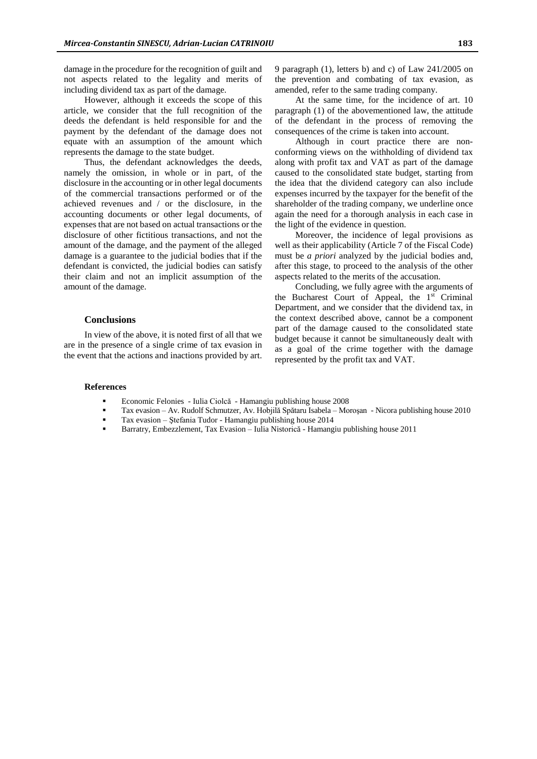damage in the procedure for the recognition of guilt and not aspects related to the legality and merits of including dividend tax as part of the damage.

However, although it exceeds the scope of this article, we consider that the full recognition of the deeds the defendant is held responsible for and the payment by the defendant of the damage does not equate with an assumption of the amount which represents the damage to the state budget.

Thus, the defendant acknowledges the deeds, namely the omission, in whole or in part, of the disclosure in the accounting or in other legal documents of the commercial transactions performed or of the achieved revenues and / or the disclosure, in the accounting documents or other legal documents, of expenses that are not based on actual transactions or the disclosure of other fictitious transactions, and not the amount of the damage, and the payment of the alleged damage is a guarantee to the judicial bodies that if the defendant is convicted, the judicial bodies can satisfy their claim and not an implicit assumption of the amount of the damage.

## Conclusions

In view of the above, it is noted first of all that we are in the presence of a single crime of tax evasion in the event that the actions and inactions provided by art. 9 paragraph (1), letters b) and c) of Law 241/2005 on the prevention and combating of tax evasion, as amended, refer to the same trading company.

At the same time, for the incidence of art. 10 paragraph (1) of the abovementioned law, the attitude of the defendant in the process of removing the consequences of the crime is taken into account.

Although in court practice there are non-conforming views on the withholding of dividend tax along with profit tax and VAT as part of the damage caused to the consolidated state budget, starting from the idea that the dividend category can also include expenses incurred by the taxpayer for the benefit of the shareholder of the trading company, we underline once again the need for a thorough analysis in each case in the light of the evidence in question.

Moreover, the incidence of legal provisions as well as their applicability (Article 7 of the Fiscal Code) must be *a priori* analyzed by the judicial bodies and, after this stage, to proceed to the analysis of the other aspects related to the merits of the accusation.

Concluding, we fully agree with the arguments of the Bucharest Court of Appeal, the 1st Criminal Department, and we consider that the dividend tax, in the context described above, cannot be a component part of the damage caused to the consolidated state budget because it cannot be simultaneously dealt with as a goal of the crime together with the damage represented by the profit tax and VAT.

### References

- Economic Felonies - Iulia Ciolcă - Hamangiu publishing house 2008
- Tax evasion – Av. Rudolf Schmutzer, Av. Hobjilă Spătaru Isabela – Moroşan - Nicora publishing house 2010
- Tax evasion – Ştefania Tudor - Hamangiu publishing house 2014
- Barratry, Embezzlement, Tax Evasion – Iulia Nistorică - Hamangiu publishing house 2011